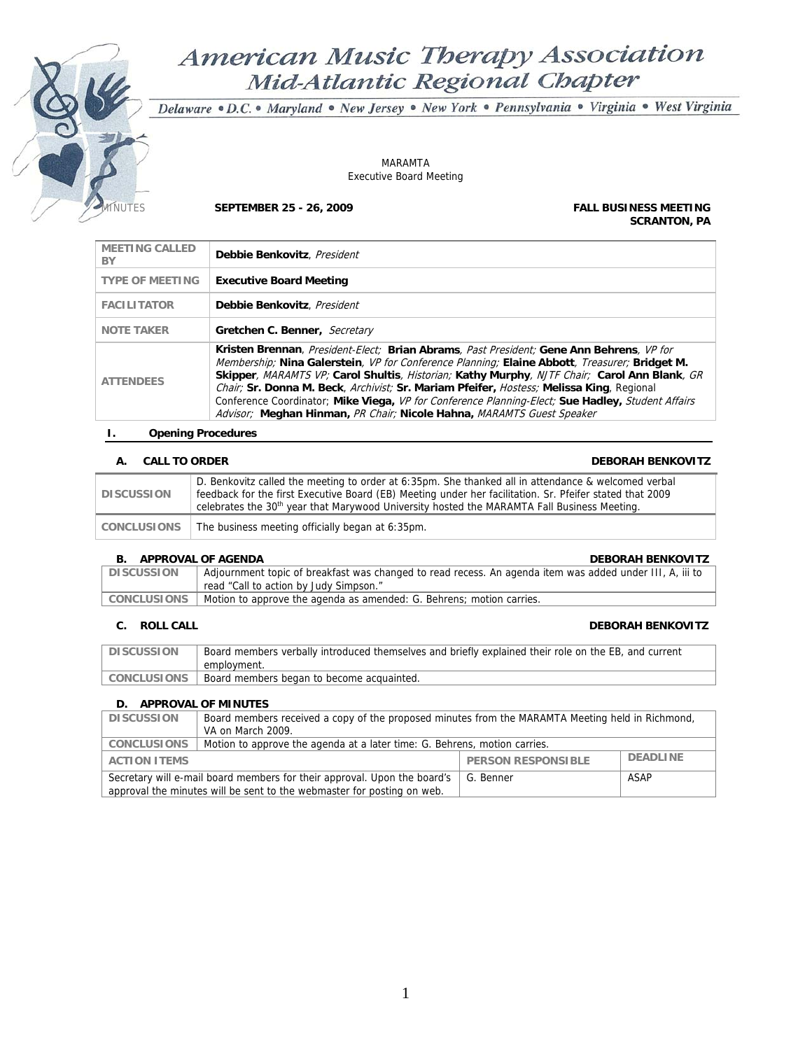# American Music Therapy Association
## Mid-Atlantic Regional Chapter

Delaware • D.C. • Maryland • New Jersey • New York • Pennsylvania • Virginia • West Virginia

MARAMTA
Executive Board Meeting

MINUTES **SEPTEMBER 25 - 26, 2009** **FALL BUSINESS MEETING SCRANTON, PA**

| | |
|---|---|
| MEETING CALLED BY | **Debbie Benkovitz**, *President* |
| TYPE OF MEETING | **Executive Board Meeting** |
| FACILITATOR | **Debbie Benkovitz**, *President* |
| NOTE TAKER | **Gretchen C. Benner,** *Secretary* |
| ATTENDEES | **Kristen Brennan**, *President-Elect;* **Brian Abrams**, *Past President;* **Gene Ann Behrens**, *VP for Membership;* **Nina Galerstein**, *VP for Conference Planning;* **Elaine Abbott**, *Treasurer;* **Bridget M. Skipper**, *MARAMTS VP;* **Carol Shultis**, *Historian;* **Kathy Murphy**, *NJTF Chair;* **Carol Ann Blank**, *GR Chair;* **Sr. Donna M. Beck**, *Archivist;* **Sr. Mariam Pfeifer,** *Hostess;* **Melissa King**, Regional Conference Coordinator; **Mike Viega,** *VP for Conference Planning-Elect;* **Sue Hadley,** *Student Affairs Advisor;* **Meghan Hinman,** *PR Chair;* **Nicole Hahna,** *MARAMTS Guest Speaker* |

## I. Opening Procedures

### A. CALL TO ORDER — DEBORAH BENKOVITZ

| | |
|---|---|
| DISCUSSION | D. Benkovitz called the meeting to order at 6:35pm. She thanked all in attendance & welcomed verbal feedback for the first Executive Board (EB) Meeting under her facilitation. Sr. Pfeifer stated that 2009 celebrates the 30th year that Marywood University hosted the MARAMTA Fall Business Meeting. |
| CONCLUSIONS | The business meeting officially began at 6:35pm. |

### B. APPROVAL OF AGENDA — DEBORAH BENKOVITZ

| | |
|---|---|
| DISCUSSION | Adjournment topic of breakfast was changed to read recess. An agenda item was added under III, A, iii to read "Call to action by Judy Simpson." |
| CONCLUSIONS | Motion to approve the agenda as amended: G. Behrens; motion carries. |

### C. ROLL CALL — DEBORAH BENKOVITZ

| | |
|---|---|
| DISCUSSION | Board members verbally introduced themselves and briefly explained their role on the EB, and current employment. |
| CONCLUSIONS | Board members began to become acquainted. |

### D. APPROVAL OF MINUTES

| | | |
|---|---|---|
| DISCUSSION | Board members received a copy of the proposed minutes from the MARAMTA Meeting held in Richmond, VA on March 2009. | |
| CONCLUSIONS | Motion to approve the agenda at a later time: G. Behrens, motion carries. | |
| ACTION ITEMS | PERSON RESPONSIBLE | DEADLINE |
| Secretary will e-mail board members for their approval. Upon the board's approval the minutes will be sent to the webmaster for posting on web. | G. Benner | ASAP |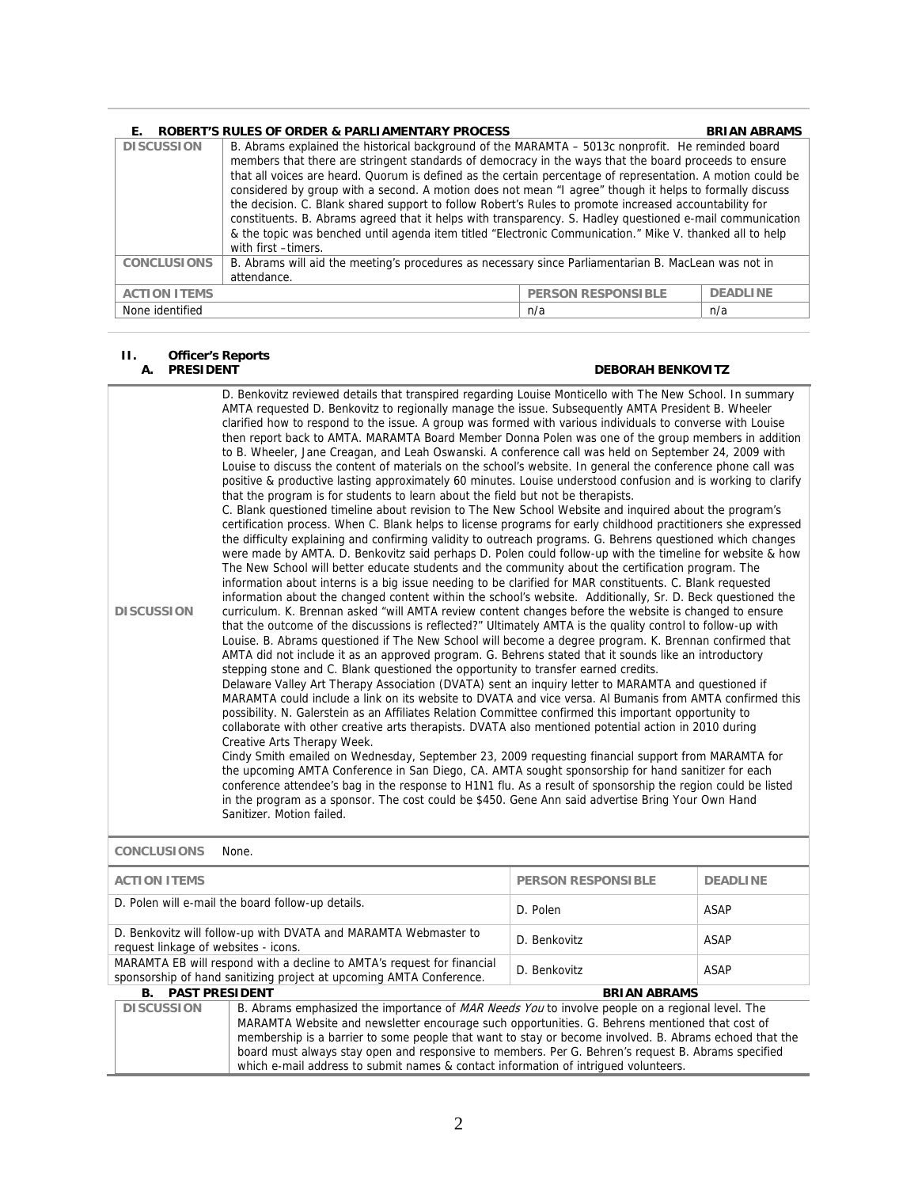### E. ROBERT'S RULES OF ORDER & PARLIAMENTARY PROCESS — BRIAN ABRAMS

| | | | |
|---|---|---|---|
| **DISCUSSION** | B. Abrams explained the historical background of the MARAMTA – 5013c nonprofit. He reminded board members that there are stringent standards of democracy in the ways that the board proceeds to ensure that all voices are heard. Quorum is defined as the certain percentage of representation. A motion could be considered by group with a second. A motion does not mean "I agree" though it helps to formally discuss the decision. C. Blank shared support to follow Robert's Rules to promote increased accountability for constituents. B. Abrams agreed that it helps with transparency. S. Hadley questioned e-mail communication & the topic was benched until agenda item titled "Electronic Communication." Mike V. thanked all to help with first –timers. | | |
| **CONCLUSIONS** | B. Abrams will aid the meeting's procedures as necessary since Parliamentarian B. MacLean was not in attendance. | | |
| **ACTION ITEMS** | | **PERSON RESPONSIBLE** | **DEADLINE** |
| None identified | | n/a | n/a |

## II. Officer's Reports

### A. PRESIDENT — DEBORAH BENKOVITZ

| | | | |
|---|---|---|---|
| **DISCUSSION** | D. Benkovitz reviewed details that transpired regarding Louise Monticello with The New School. In summary AMTA requested D. Benkovitz to regionally manage the issue. Subsequently AMTA President B. Wheeler clarified how to respond to the issue. A group was formed with various individuals to converse with Louise then report back to AMTA. MARAMTA Board Member Donna Polen was one of the group members in addition to B. Wheeler, Jane Creagan, and Leah Oswanski. A conference call was held on September 24, 2009 with Louise to discuss the content of materials on the school's website. In general the conference phone call was positive & productive lasting approximately 60 minutes. Louise understood confusion and is working to clarify that the program is for students to learn about the field but not be therapists.<br>C. Blank questioned timeline about revision to The New School Website and inquired about the program's certification process. When C. Blank helps to license programs for early childhood practitioners she expressed the difficulty explaining and confirming validity to outreach programs. G. Behrens questioned which changes were made by AMTA. D. Benkovitz said perhaps D. Polen could follow-up with the timeline for website & how The New School will better educate students and the community about the certification program. The information about interns is a big issue needing to be clarified for MAR constituents. C. Blank requested information about the changed content within the school's website. Additionally, Sr. D. Beck questioned the curriculum. K. Brennan asked "will AMTA review content changes before the website is changed to ensure that the outcome of the discussions is reflected?" Ultimately AMTA is the quality control to follow-up with Louise. B. Abrams questioned if The New School will become a degree program. K. Brennan confirmed that AMTA did not include it as an approved program. G. Behrens stated that it sounds like an introductory stepping stone and C. Blank questioned the opportunity to transfer earned credits.<br>Delaware Valley Art Therapy Association (DVATA) sent an inquiry letter to MARAMTA and questioned if MARAMTA could include a link on its website to DVATA and vice versa. Al Bumanis from AMTA confirmed this possibility. N. Galerstein as an Affiliates Relation Committee confirmed this important opportunity to collaborate with other creative arts therapists. DVATA also mentioned potential action in 2010 during Creative Arts Therapy Week.<br>Cindy Smith emailed on Wednesday, September 23, 2009 requesting financial support from MARAMTA for the upcoming AMTA Conference in San Diego, CA. AMTA sought sponsorship for hand sanitizer for each conference attendee's bag in the response to H1N1 flu. As a result of sponsorship the region could be listed in the program as a sponsor. The cost could be $450. Gene Ann said advertise Bring Your Own Hand Sanitizer. Motion failed. | | |
| **CONCLUSIONS** | None. | | |
| **ACTION ITEMS** | | **PERSON RESPONSIBLE** | **DEADLINE** |
| D. Polen will e-mail the board follow-up details. | | D. Polen | ASAP |
| D. Benkovitz will follow-up with DVATA and MARAMTA Webmaster to request linkage of websites - icons. | | D. Benkovitz | ASAP |
| MARAMTA EB will respond with a decline to AMTA's request for financial sponsorship of hand sanitizing project at upcoming AMTA Conference. | | D. Benkovitz | ASAP |

### B. PAST PRESIDENT — BRIAN ABRAMS

| | |
|---|---|
| **DISCUSSION** | B. Abrams emphasized the importance of *MAR Needs You* to involve people on a regional level. The MARAMTA Website and newsletter encourage such opportunities. G. Behrens mentioned that cost of membership is a barrier to some people that want to stay or become involved. B. Abrams echoed that the board must always stay open and responsive to members. Per G. Behren's request B. Abrams specified which e-mail address to submit names & contact information of intrigued volunteers. |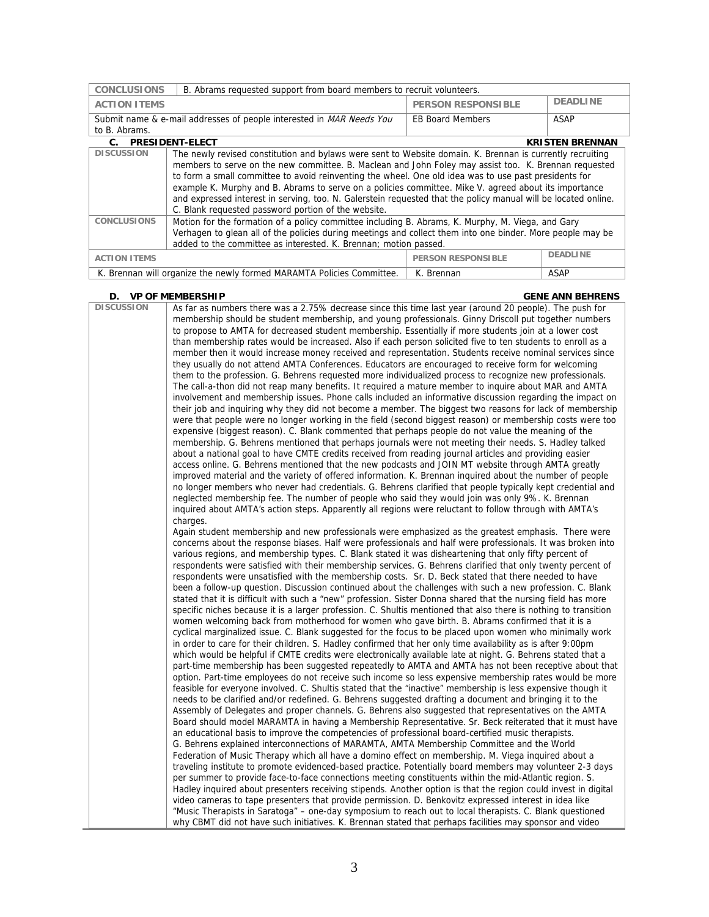| CONCLUSIONS | B. Abrams requested support from board members to recruit volunteers. | | |
|---|---|---|---|
| **ACTION ITEMS** | | **PERSON RESPONSIBLE** | **DEADLINE** |
| Submit name & e-mail addresses of people interested in *MAR Needs You* to B. Abrams. | | EB Board Members | ASAP |

### C. PRESIDENT-ELECT — KRISTEN BRENNAN

| DISCUSSION | The newly revised constitution and bylaws were sent to Website domain. K. Brennan is currently recruiting members to serve on the new committee. B. Maclean and John Foley may assist too. K. Brennan requested to form a small committee to avoid reinventing the wheel. One old idea was to use past presidents for example K. Murphy and B. Abrams to serve on a policies committee. Mike V. agreed about its importance and expressed interest in serving, too. N. Galerstein requested that the policy manual will be located online. C. Blank requested password portion of the website. | | |
|---|---|---|---|
| **CONCLUSIONS** | Motion for the formation of a policy committee including B. Abrams, K. Murphy, M. Viega, and Gary Verhagen to glean all of the policies during meetings and collect them into one binder. More people may be added to the committee as interested. K. Brennan; motion passed. | | |
| **ACTION ITEMS** | | **PERSON RESPONSIBLE** | **DEADLINE** |
| K. Brennan will organize the newly formed MARAMTA Policies Committee. | | K. Brennan | ASAP |

### D. VP OF MEMBERSHIP — GENE ANN BEHRENS

**DISCUSSION**

As far as numbers there was a 2.75% decrease since this time last year (around 20 people). The push for membership should be student membership, and young professionals. Ginny Driscoll put together numbers to propose to AMTA for decreased student membership. Essentially if more students join at a lower cost than membership rates would be increased. Also if each person solicited five to ten students to enroll as a member then it would increase money received and representation. Students receive nominal services since they usually do not attend AMTA Conferences. Educators are encouraged to receive form for welcoming them to the profession. G. Behrens requested more individualized process to recognize new professionals. The call-a-thon did not reap many benefits. It required a mature member to inquire about MAR and AMTA involvement and membership issues. Phone calls included an informative discussion regarding the impact on their job and inquiring why they did not become a member. The biggest two reasons for lack of membership were that people were no longer working in the field (second biggest reason) or membership costs were too expensive (biggest reason). C. Blank commented that perhaps people do not value the meaning of the membership. G. Behrens mentioned that perhaps journals were not meeting their needs. S. Hadley talked about a national goal to have CMTE credits received from reading journal articles and providing easier access online. G. Behrens mentioned that the new podcasts and JOIN MT website through AMTA greatly improved material and the variety of offered information. K. Brennan inquired about the number of people no longer members who never had credentials. G. Behrens clarified that people typically kept credential and neglected membership fee. The number of people who said they would join was only 9%. K. Brennan inquired about AMTA's action steps. Apparently all regions were reluctant to follow through with AMTA's charges.

Again student membership and new professionals were emphasized as the greatest emphasis. There were concerns about the response biases. Half were professionals and half were professionals. It was broken into various regions, and membership types. C. Blank stated it was disheartening that only fifty percent of respondents were satisfied with their membership services. G. Behrens clarified that only twenty percent of respondents were unsatisfied with the membership costs. Sr. D. Beck stated that there needed to have been a follow-up question. Discussion continued about the challenges with such a new profession. C. Blank stated that it is difficult with such a "new" profession. Sister Donna shared that the nursing field has more specific niches because it is a larger profession. C. Shultis mentioned that also there is nothing to transition women welcoming back from motherhood for women who gave birth. B. Abrams confirmed that it is a cyclical marginalized issue. C. Blank suggested for the focus to be placed upon women who minimally work in order to care for their children. S. Hadley confirmed that her only time availability as is after 9:00pm which would be helpful if CMTE credits were electronically available late at night. G. Behrens stated that a part-time membership has been suggested repeatedly to AMTA and AMTA has not been receptive about that option. Part-time employees do not receive such income so less expensive membership rates would be more feasible for everyone involved. C. Shultis stated that the "inactive" membership is less expensive though it needs to be clarified and/or redefined. G. Behrens suggested drafting a document and bringing it to the Assembly of Delegates and proper channels. G. Behrens also suggested that representatives on the AMTA Board should model MARAMTA in having a Membership Representative. Sr. Beck reiterated that it must have an educational basis to improve the competencies of professional board-certified music therapists.

G. Behrens explained interconnections of MARAMTA, AMTA Membership Committee and the World Federation of Music Therapy which all have a domino effect on membership. M. Viega inquired about a traveling institute to promote evidenced-based practice. Potentially board members may volunteer 2-3 days per summer to provide face-to-face connections meeting constituents within the mid-Atlantic region. S. Hadley inquired about presenters receiving stipends. Another option is that the region could invest in digital video cameras to tape presenters that provide permission. D. Benkovitz expressed interest in idea like "Music Therapists in Saratoga" – one-day symposium to reach out to local therapists. C. Blank questioned why CBMT did not have such initiatives. K. Brennan stated that perhaps facilities may sponsor and video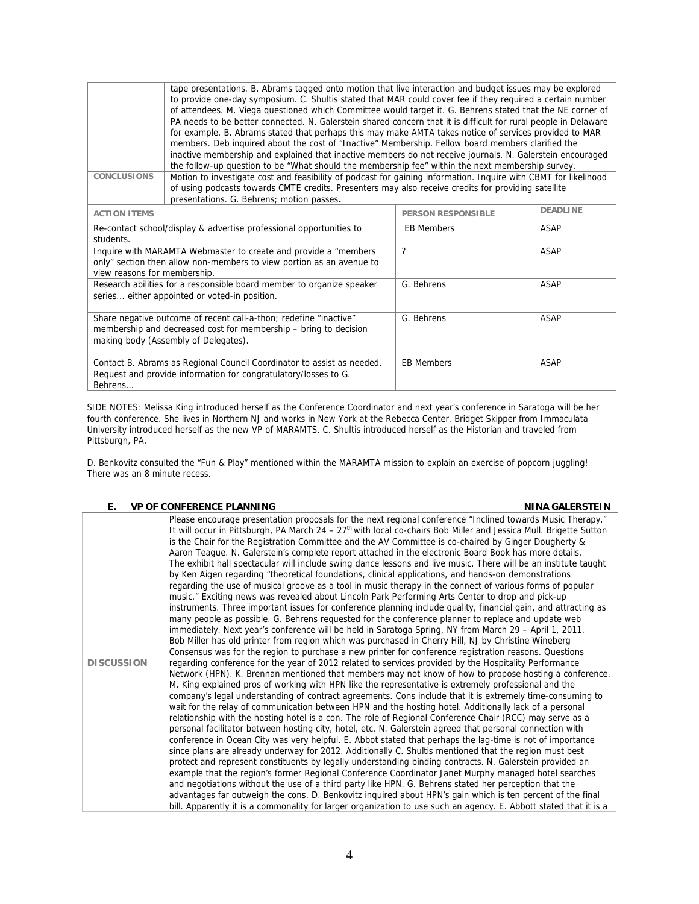| | |
|---|---|
| | tape presentations. B. Abrams tagged onto motion that live interaction and budget issues may be explored to provide one-day symposium. C. Shultis stated that MAR could cover fee if they required a certain number of attendees. M. Viega questioned which Committee would target it. G. Behrens stated that the NE corner of PA needs to be better connected. N. Galerstein shared concern that it is difficult for rural people in Delaware for example. B. Abrams stated that perhaps this may make AMTA takes notice of services provided to MAR members. Deb inquired about the cost of "Inactive" Membership. Fellow board members clarified the inactive membership and explained that inactive members do not receive journals. N. Galerstein encouraged the follow-up question to be "What should the membership fee" within the next membership survey. |
| **CONCLUSIONS** | Motion to investigate cost and feasibility of podcast for gaining information. Inquire with CBMT for likelihood of using podcasts towards CMTE credits. Presenters may also receive credits for providing satellite presentations. G. Behrens; motion passes**.** |

| ACTION ITEMS | PERSON RESPONSIBLE | DEADLINE |
|---|---|---|
| Re-contact school/display & advertise professional opportunities to students. | EB Members | ASAP |
| Inquire with MARAMTA Webmaster to create and provide a "members only" section then allow non-members to view portion as an avenue to view reasons for membership. | ? | ASAP |
| Research abilities for a responsible board member to organize speaker series... either appointed or voted-in position. | G. Behrens | ASAP |
| Share negative outcome of recent call-a-thon; redefine "inactive" membership and decreased cost for membership – bring to decision making body (Assembly of Delegates). | G. Behrens | ASAP |
| Contact B. Abrams as Regional Council Coordinator to assist as needed. Request and provide information for congratulatory/losses to G. Behrens... | EB Members | ASAP |

SIDE NOTES: Melissa King introduced herself as the Conference Coordinator and next year's conference in Saratoga will be her fourth conference. She lives in Northern NJ and works in New York at the Rebecca Center. Bridget Skipper from Immaculata University introduced herself as the new VP of MARAMTS. C. Shultis introduced herself as the Historian and traveled from Pittsburgh, PA.

D. Benkovitz consulted the "Fun & Play" mentioned within the MARAMTA mission to explain an exercise of popcorn juggling! There was an 8 minute recess.

### E. VP OF CONFERENCE PLANNING — NINA GALERSTEIN

| | |
|---|---|
| **DISCUSSION** | Please encourage presentation proposals for the next regional conference "Inclined towards Music Therapy." It will occur in Pittsburgh, PA March 24 – 27th with local co-chairs Bob Miller and Jessica Mull. Brigette Sutton is the Chair for the Registration Committee and the AV Committee is co-chaired by Ginger Dougherty & Aaron Teague. N. Galerstein's complete report attached in the electronic Board Book has more details. The exhibit hall spectacular will include swing dance lessons and live music. There will be an institute taught by Ken Aigen regarding "theoretical foundations, clinical applications, and hands-on demonstrations regarding the use of musical groove as a tool in music therapy in the connect of various forms of popular music." Exciting news was revealed about Lincoln Park Performing Arts Center to drop and pick-up instruments. Three important issues for conference planning include quality, financial gain, and attracting as many people as possible. G. Behrens requested for the conference planner to replace and update web immediately. Next year's conference will be held in Saratoga Spring, NY from March 29 – April 1, 2011. Bob Miller has old printer from region which was purchased in Cherry Hill, NJ by Christine Wineberg Consensus was for the region to purchase a new printer for conference registration reasons. Questions regarding conference for the year of 2012 related to services provided by the Hospitality Performance Network (HPN). K. Brennan mentioned that members may not know of how to propose hosting a conference. M. King explained pros of working with HPN like the representative is extremely professional and the company's legal understanding of contract agreements. Cons include that it is extremely time-consuming to wait for the relay of communication between HPN and the hosting hotel. Additionally lack of a personal relationship with the hosting hotel is a con. The role of Regional Conference Chair (RCC) may serve as a personal facilitator between hosting city, hotel, etc. N. Galerstein agreed that personal connection with conference in Ocean City was very helpful. E. Abbot stated that perhaps the lag-time is not of importance since plans are already underway for 2012. Additionally C. Shultis mentioned that the region must best protect and represent constituents by legally understanding binding contracts. N. Galerstein provided an example that the region's former Regional Conference Coordinator Janet Murphy managed hotel searches and negotiations without the use of a third party like HPN. G. Behrens stated her perception that the advantages far outweigh the cons. D. Benkovitz inquired about HPN's gain which is ten percent of the final bill. Apparently it is a commonality for larger organization to use such an agency. E. Abbott stated that it is a |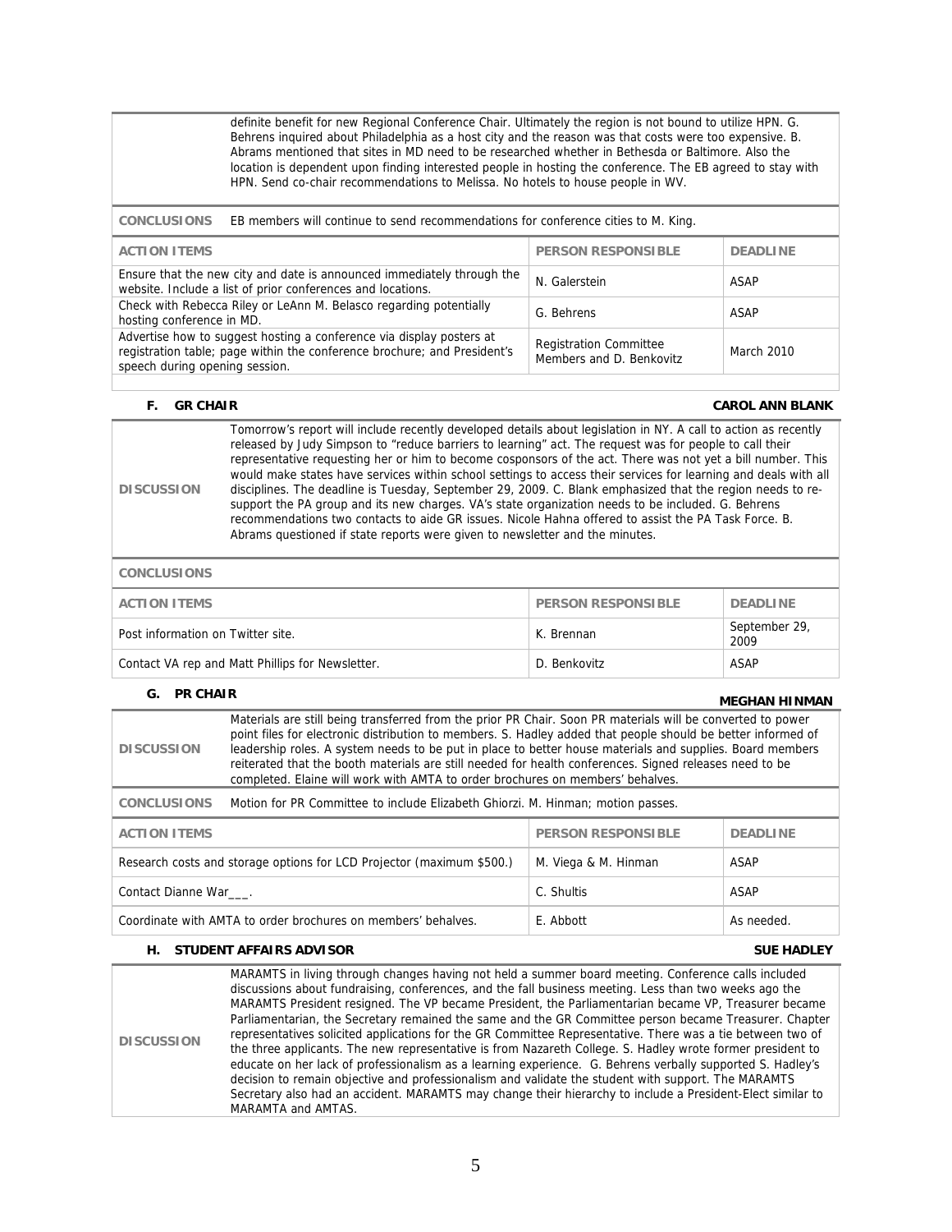| | |
|---|---|
| | definite benefit for new Regional Conference Chair. Ultimately the region is not bound to utilize HPN. G. Behrens inquired about Philadelphia as a host city and the reason was that costs were too expensive. B. Abrams mentioned that sites in MD need to be researched whether in Bethesda or Baltimore. Also the location is dependent upon finding interested people in hosting the conference. The EB agreed to stay with HPN. Send co-chair recommendations to Melissa. No hotels to house people in WV. |
| **CONCLUSIONS** | EB members will continue to send recommendations for conference cities to M. King. |

| ACTION ITEMS | PERSON RESPONSIBLE | DEADLINE |
|---|---|---|
| Ensure that the new city and date is announced immediately through the website. Include a list of prior conferences and locations. | N. Galerstein | ASAP |
| Check with Rebecca Riley or LeAnn M. Belasco regarding potentially hosting conference in MD. | G. Behrens | ASAP |
| Advertise how to suggest hosting a conference via display posters at registration table; page within the conference brochure; and President's speech during opening session. | Registration Committee Members and D. Benkovitz | March 2010 |

### F. GR CHAIR — CAROL ANN BLANK

| | |
|---|---|
| **DISCUSSION** | Tomorrow's report will include recently developed details about legislation in NY. A call to action as recently released by Judy Simpson to "reduce barriers to learning" act. The request was for people to call their representative requesting her or him to become cosponsors of the act. There was not yet a bill number. This would make states have services within school settings to access their services for learning and deals with all disciplines. The deadline is Tuesday, September 29, 2009. C. Blank emphasized that the region needs to re-support the PA group and its new charges. VA's state organization needs to be included. G. Behrens recommendations two contacts to aide GR issues. Nicole Hahna offered to assist the PA Task Force. B. Abrams questioned if state reports were given to newsletter and the minutes. |
| **CONCLUSIONS** | |

| ACTION ITEMS | PERSON RESPONSIBLE | DEADLINE |
|---|---|---|
| Post information on Twitter site. | K. Brennan | September 29, 2009 |
| Contact VA rep and Matt Phillips for Newsletter. | D. Benkovitz | ASAP |

### G. PR CHAIR — MEGHAN HINMAN

| | |
|---|---|
| **DISCUSSION** | Materials are still being transferred from the prior PR Chair. Soon PR materials will be converted to power point files for electronic distribution to members. S. Hadley added that people should be better informed of leadership roles. A system needs to be put in place to better house materials and supplies. Board members reiterated that the booth materials are still needed for health conferences. Signed releases need to be completed. Elaine will work with AMTA to order brochures on members' behalves. |
| **CONCLUSIONS** | Motion for PR Committee to include Elizabeth Ghiorzi. M. Hinman; motion passes. |

| ACTION ITEMS | PERSON RESPONSIBLE | DEADLINE |
|---|---|---|
| Research costs and storage options for LCD Projector (maximum $500.) | M. Viega & M. Hinman | ASAP |
| Contact Dianne War___. | C. Shultis | ASAP |
| Coordinate with AMTA to order brochures on members' behalves. | E. Abbott | As needed. |

### H. STUDENT AFFAIRS ADVISOR — SUE HADLEY

| | |
|---|---|
| **DISCUSSION** | MARAMTS in living through changes having not held a summer board meeting. Conference calls included discussions about fundraising, conferences, and the fall business meeting. Less than two weeks ago the MARAMTS President resigned. The VP became President, the Parliamentarian became VP, Treasurer became Parliamentarian, the Secretary remained the same and the GR Committee person became Treasurer. Chapter representatives solicited applications for the GR Committee Representative. There was a tie between two of the three applicants. The new representative is from Nazareth College. S. Hadley wrote former president to educate on her lack of professionalism as a learning experience. G. Behrens verbally supported S. Hadley's decision to remain objective and professionalism and validate the student with support. The MARAMTS Secretary also had an accident. MARAMTS may change their hierarchy to include a President-Elect similar to MARAMTA and AMTAS. |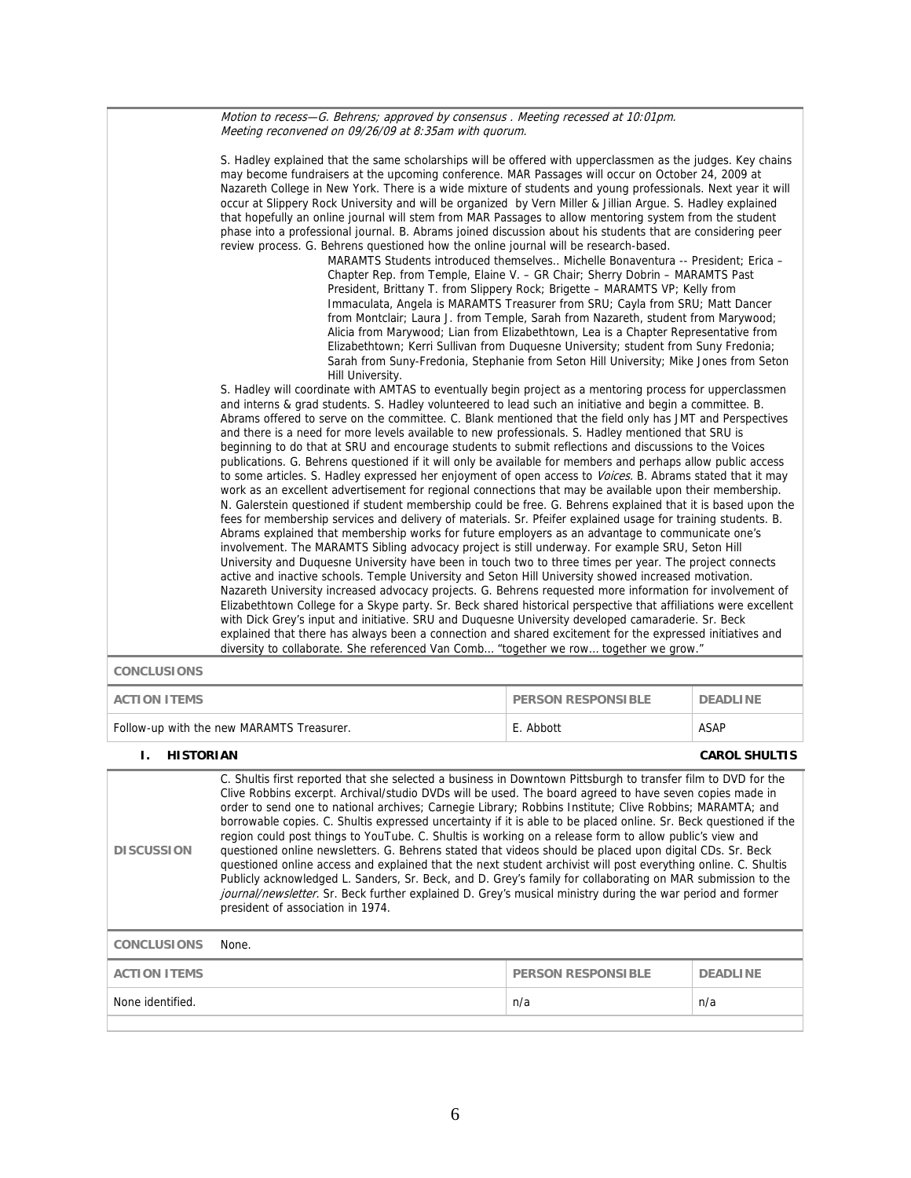*Motion to recess—G. Behrens; approved by consensus . Meeting recessed at 10:01pm.*
*Meeting reconvened on 09/26/09 at 8:35am with quorum.*

S. Hadley explained that the same scholarships will be offered with upperclassmen as the judges. Key chains may become fundraisers at the upcoming conference. MAR Passages will occur on October 24, 2009 at Nazareth College in New York. There is a wide mixture of students and young professionals. Next year it will occur at Slippery Rock University and will be organized by Vern Miller & Jillian Argue. S. Hadley explained that hopefully an online journal will stem from MAR Passages to allow mentoring system from the student phase into a professional journal. B. Abrams joined discussion about his students that are considering peer review process. G. Behrens questioned how the online journal will be research-based.

> MARAMTS Students introduced themselves.. Michelle Bonaventura -- President; Erica – Chapter Rep. from Temple, Elaine V. – GR Chair; Sherry Dobrin – MARAMTS Past President, Brittany T. from Slippery Rock; Brigette – MARAMTS VP; Kelly from Immaculata, Angela is MARAMTS Treasurer from SRU; Cayla from SRU; Matt Dancer from Montclair; Laura J. from Temple, Sarah from Nazareth, student from Marywood; Alicia from Marywood; Lian from Elizabethtown, Lea is a Chapter Representative from Elizabethtown; Kerri Sullivan from Duquesne University; student from Suny Fredonia; Sarah from Suny-Fredonia, Stephanie from Seton Hill University; Mike Jones from Seton Hill University.

S. Hadley will coordinate with AMTAS to eventually begin project as a mentoring process for upperclassmen and interns & grad students. S. Hadley volunteered to lead such an initiative and begin a committee. B. Abrams offered to serve on the committee. C. Blank mentioned that the field only has JMT and Perspectives and there is a need for more levels available to new professionals. S. Hadley mentioned that SRU is beginning to do that at SRU and encourage students to submit reflections and discussions to the Voices publications. G. Behrens questioned if it will only be available for members and perhaps allow public access to some articles. S. Hadley expressed her enjoyment of open access to *Voices*. B. Abrams stated that it may work as an excellent advertisement for regional connections that may be available upon their membership. N. Galerstein questioned if student membership could be free. G. Behrens explained that it is based upon the fees for membership services and delivery of materials. Sr. Pfeifer explained usage for training students. B. Abrams explained that membership works for future employers as an advantage to communicate one's involvement. The MARAMTS Sibling advocacy project is still underway. For example SRU, Seton Hill University and Duquesne University have been in touch two to three times per year. The project connects active and inactive schools. Temple University and Seton Hill University showed increased motivation. Nazareth University increased advocacy projects. G. Behrens requested more information for involvement of Elizabethtown College for a Skype party. Sr. Beck shared historical perspective that affiliations were excellent with Dick Grey's input and initiative. SRU and Duquesne University developed camaraderie. Sr. Beck explained that there has always been a connection and shared excitement for the expressed initiatives and diversity to collaborate. She referenced Van Comb… "together we row… together we grow."

**CONCLUSIONS**

| ACTION ITEMS | PERSON RESPONSIBLE | DEADLINE |
|---|---|---|
| Follow-up with the new MARAMTS Treasurer. | E. Abbott | ASAP |

## I. HISTORIAN — CAROL SHULTIS

**DISCUSSION**

C. Shultis first reported that she selected a business in Downtown Pittsburgh to transfer film to DVD for the Clive Robbins excerpt. Archival/studio DVDs will be used. The board agreed to have seven copies made in order to send one to national archives; Carnegie Library; Robbins Institute; Clive Robbins; MARAMTA; and borrowable copies. C. Shultis expressed uncertainty if it is able to be placed online. Sr. Beck questioned if the region could post things to YouTube. C. Shultis is working on a release form to allow public's view and questioned online newsletters. G. Behrens stated that videos should be placed upon digital CDs. Sr. Beck questioned online access and explained that the next student archivist will post everything online. C. Shultis Publicly acknowledged L. Sanders, Sr. Beck, and D. Grey's family for collaborating on MAR submission to the *journal/newsletter*. Sr. Beck further explained D. Grey's musical ministry during the war period and former president of association in 1974.

**CONCLUSIONS** None.

| ACTION ITEMS | PERSON RESPONSIBLE | DEADLINE |
|---|---|---|
| None identified. | n/a | n/a |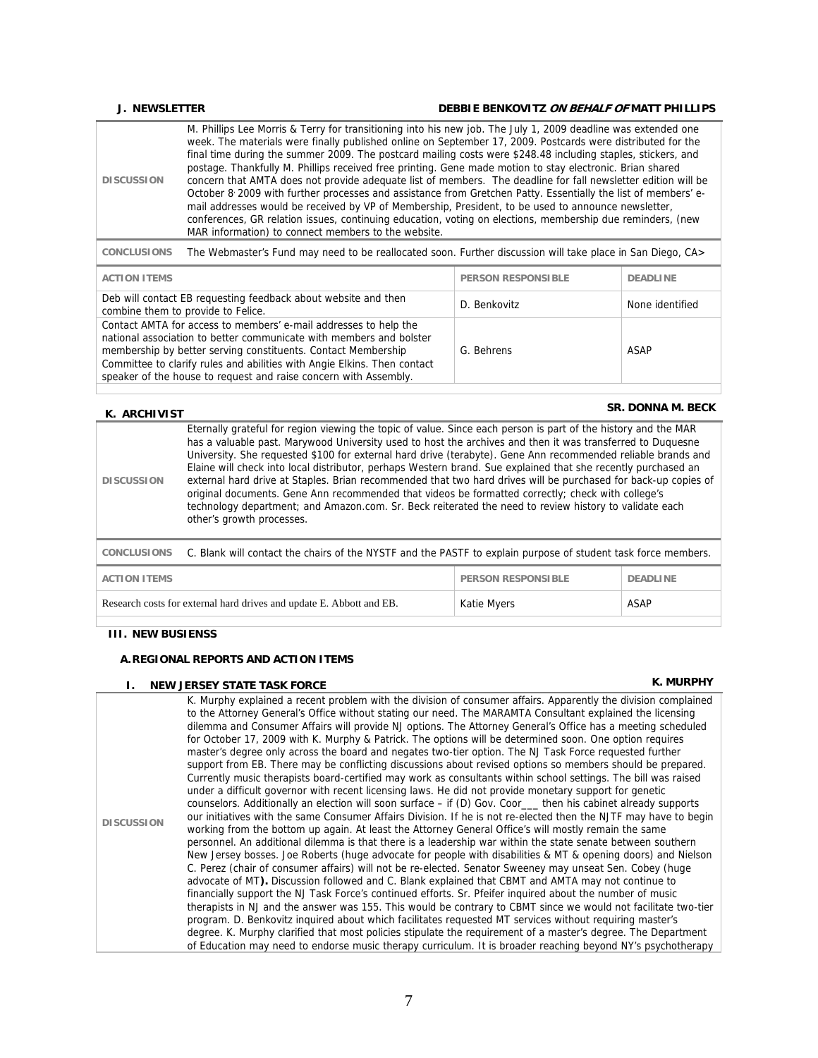**J. NEWSLETTER** — **DEBBIE BENKOVITZ *ON BEHALF OF* MATT PHILLIPS**

| | |
|---|---|
| **DISCUSSION** | M. Phillips Lee Morris & Terry for transitioning into his new job. The July 1, 2009 deadline was extended one week. The materials were finally published online on September 17, 2009. Postcards were distributed for the final time during the summer 2009. The postcard mailing costs were $248.48 including staples, stickers, and postage. Thankfully M. Phillips received free printing. Gene made motion to stay electronic. Brian shared concern that AMTA does not provide adequate list of members. The deadline for fall newsletter edition will be October 8, 2009 with further processes and assistance from Gretchen Patty. Essentially the list of members' e-mail addresses would be received by VP of Membership, President, to be used to announce newsletter, conferences, GR relation issues, continuing education, voting on elections, membership due reminders, (new MAR information) to connect members to the website. |
| **CONCLUSIONS** | The Webmaster's Fund may need to be reallocated soon. Further discussion will take place in San Diego, CA> |

| ACTION ITEMS | PERSON RESPONSIBLE | DEADLINE |
|---|---|---|
| Deb will contact EB requesting feedback about website and then combine them to provide to Felice. | D. Benkovitz | None identified |
| Contact AMTA for access to members' e-mail addresses to help the national association to better communicate with members and bolster membership by better serving constituents. Contact Membership Committee to clarify rules and abilities with Angie Elkins. Then contact speaker of the house to request and raise concern with Assembly. | G. Behrens | ASAP |

**K. ARCHIVIST** — **SR. DONNA M. BECK**

| | |
|---|---|
| **DISCUSSION** | Eternally grateful for region viewing the topic of value. Since each person is part of the history and the MAR has a valuable past. Marywood University used to host the archives and then it was transferred to Duquesne University. She requested $100 for external hard drive (terabyte). Gene Ann recommended reliable brands and Elaine will check into local distributor, perhaps Western brand. Sue explained that she recently purchased an external hard drive at Staples. Brian recommended that two hard drives will be purchased for back-up copies of original documents. Gene Ann recommended that videos be formatted correctly; check with college's technology department; and Amazon.com. Sr. Beck reiterated the need to review history to validate each other's growth processes. |
| **CONCLUSIONS** | C. Blank will contact the chairs of the NYSTF and the PASTF to explain purpose of student task force members. |

| ACTION ITEMS | PERSON RESPONSIBLE | DEADLINE |
|---|---|---|
| Research costs for external hard drives and update E. Abbott and EB. | Katie Myers | ASAP |

## III. NEW BUSIENSS

### A. REGIONAL REPORTS AND ACTION ITEMS

**I. NEW JERSEY STATE TASK FORCE** — **K. MURPHY**

| | |
|---|---|
| **DISCUSSION** | K. Murphy explained a recent problem with the division of consumer affairs. Apparently the division complained to the Attorney General's Office without stating our need. The MARAMTA Consultant explained the licensing dilemma and Consumer Affairs will provide NJ options. The Attorney General's Office has a meeting scheduled for October 17, 2009 with K. Murphy & Patrick. The options will be determined soon. One option requires master's degree only across the board and negates two-tier option. The NJ Task Force requested further support from EB. There may be conflicting discussions about revised options so members should be prepared. Currently music therapists board-certified may work as consultants within school settings. The bill was raised under a difficult governor with recent licensing laws. He did not provide monetary support for genetic counselors. Additionally an election will soon surface – if (D) Gov. Coor___ then his cabinet already supports our initiatives with the same Consumer Affairs Division. If he is not re-elected then the NJTF may have to begin working from the bottom up again. At least the Attorney General Office's will mostly remain the same personnel. An additional dilemma is that there is a leadership war within the state senate between southern New Jersey bosses. Joe Roberts (huge advocate for people with disabilities & MT & opening doors) and Nielson C. Perez (chair of consumer affairs) will not be re-elected. Senator Sweeney may unseat Sen. Cobey (huge advocate of MT**).** Discussion followed and C. Blank explained that CBMT and AMTA may not continue to financially support the NJ Task Force's continued efforts. Sr. Pfeifer inquired about the number of music therapists in NJ and the answer was 155. This would be contrary to CBMT since we would not facilitate two-tier program. D. Benkovitz inquired about which facilitates requested MT services without requiring master's degree. K. Murphy clarified that most policies stipulate the requirement of a master's degree. The Department of Education may need to endorse music therapy curriculum. It is broader reaching beyond NY's psychotherapy |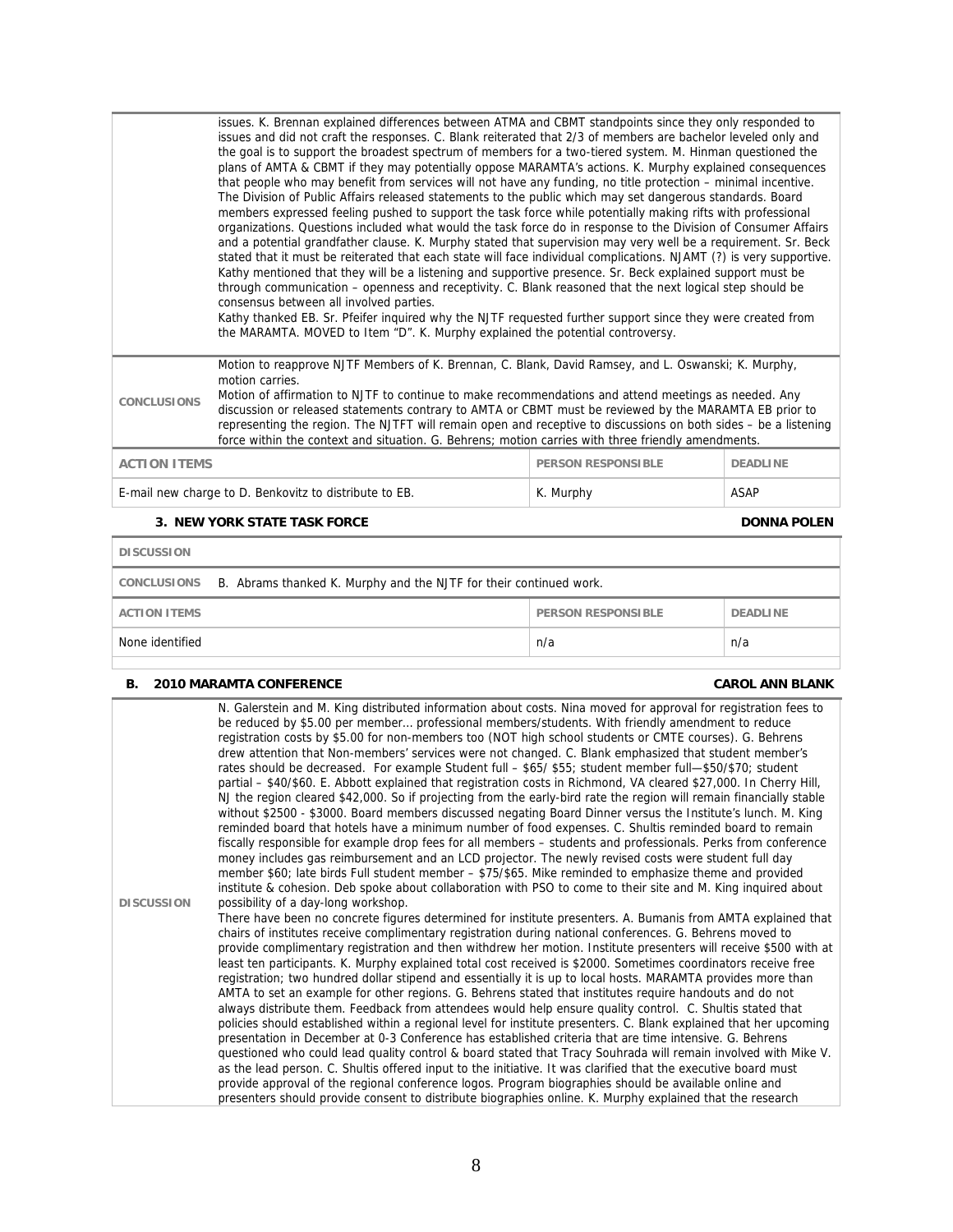| | |
|---|---|
| | issues. K. Brennan explained differences between ATMA and CBMT standpoints since they only responded to issues and did not craft the responses. C. Blank reiterated that 2/3 of members are bachelor leveled only and the goal is to support the broadest spectrum of members for a two-tiered system. M. Hinman questioned the plans of AMTA & CBMT if they may potentially oppose MARAMTA's actions. K. Murphy explained consequences that people who may benefit from services will not have any funding, no title protection – minimal incentive. The Division of Public Affairs released statements to the public which may set dangerous standards. Board members expressed feeling pushed to support the task force while potentially making rifts with professional organizations. Questions included what would the task force do in response to the Division of Consumer Affairs and a potential grandfather clause. K. Murphy stated that supervision may very well be a requirement. Sr. Beck stated that it must be reiterated that each state will face individual complications. NJAMT (?) is very supportive. Kathy mentioned that they will be a listening and supportive presence. Sr. Beck explained support must be through communication – openness and receptivity. C. Blank reasoned that the next logical step should be consensus between all involved parties.<br>Kathy thanked EB. Sr. Pfeifer inquired why the NJTF requested further support since they were created from the MARAMTA. MOVED to Item "D". K. Murphy explained the potential controversy. |
| **CONCLUSIONS** | Motion to reapprove NJTF Members of K. Brennan, C. Blank, David Ramsey, and L. Oswanski; K. Murphy, motion carries.<br>Motion of affirmation to NJTF to continue to make recommendations and attend meetings as needed. Any discussion or released statements contrary to AMTA or CBMT must be reviewed by the MARAMTA EB prior to representing the region. The NJTFT will remain open and receptive to discussions on both sides – be a listening force within the context and situation. G. Behrens; motion carries with three friendly amendments. |

| ACTION ITEMS | PERSON RESPONSIBLE | DEADLINE |
|---|---|---|
| E-mail new charge to D. Benkovitz to distribute to EB. | K. Murphy | ASAP |

### 3. NEW YORK STATE TASK FORCE — DONNA POLEN

| | |
|---|---|
| **DISCUSSION** | |
| **CONCLUSIONS** | B. Abrams thanked K. Murphy and the NJTF for their continued work. |

| ACTION ITEMS | PERSON RESPONSIBLE | DEADLINE |
|---|---|---|
| None identified | n/a | n/a |

## B. 2010 MARAMTA CONFERENCE — CAROL ANN BLANK

| | |
|---|---|
| **DISCUSSION** | N. Galerstein and M. King distributed information about costs. Nina moved for approval for registration fees to be reduced by $5.00 per member… professional members/students. With friendly amendment to reduce registration costs by $5.00 for non-members too (NOT high school students or CMTE courses). G. Behrens drew attention that Non-members' services were not changed. C. Blank emphasized that student member's rates should be decreased. For example Student full – $65/ $55; student member full—$50/$70; student partial – $40/$60. E. Abbott explained that registration costs in Richmond, VA cleared $27,000. In Cherry Hill, NJ the region cleared $42,000. So if projecting from the early-bird rate the region will remain financially stable without $2500 - $3000. Board members discussed negating Board Dinner versus the Institute's lunch. M. King reminded board that hotels have a minimum number of food expenses. C. Shultis reminded board to remain fiscally responsible for example drop fees for all members – students and professionals. Perks from conference money includes gas reimbursement and an LCD projector. The newly revised costs were student full day member $60; late birds Full student member – $75/$65. Mike reminded to emphasize theme and provided institute & cohesion. Deb spoke about collaboration with PSO to come to their site and M. King inquired about possibility of a day-long workshop.<br>There have been no concrete figures determined for institute presenters. A. Bumanis from AMTA explained that chairs of institutes receive complimentary registration during national conferences. G. Behrens moved to provide complimentary registration and then withdrew her motion. Institute presenters will receive $500 with at least ten participants. K. Murphy explained total cost received is $2000. Sometimes coordinators receive free registration; two hundred dollar stipend and essentially it is up to local hosts. MARAMTA provides more than AMTA to set an example for other regions. G. Behrens stated that institutes require handouts and do not always distribute them. Feedback from attendees would help ensure quality control. C. Shultis stated that policies should established within a regional level for institute presenters. C. Blank explained that her upcoming presentation in December at 0-3 Conference has established criteria that are time intensive. G. Behrens questioned who could lead quality control & board stated that Tracy Souhrada will remain involved with Mike V. as the lead person. C. Shultis offered input to the initiative. It was clarified that the executive board must provide approval of the regional conference logos. Program biographies should be available online and presenters should provide consent to distribute biographies online. K. Murphy explained that the research |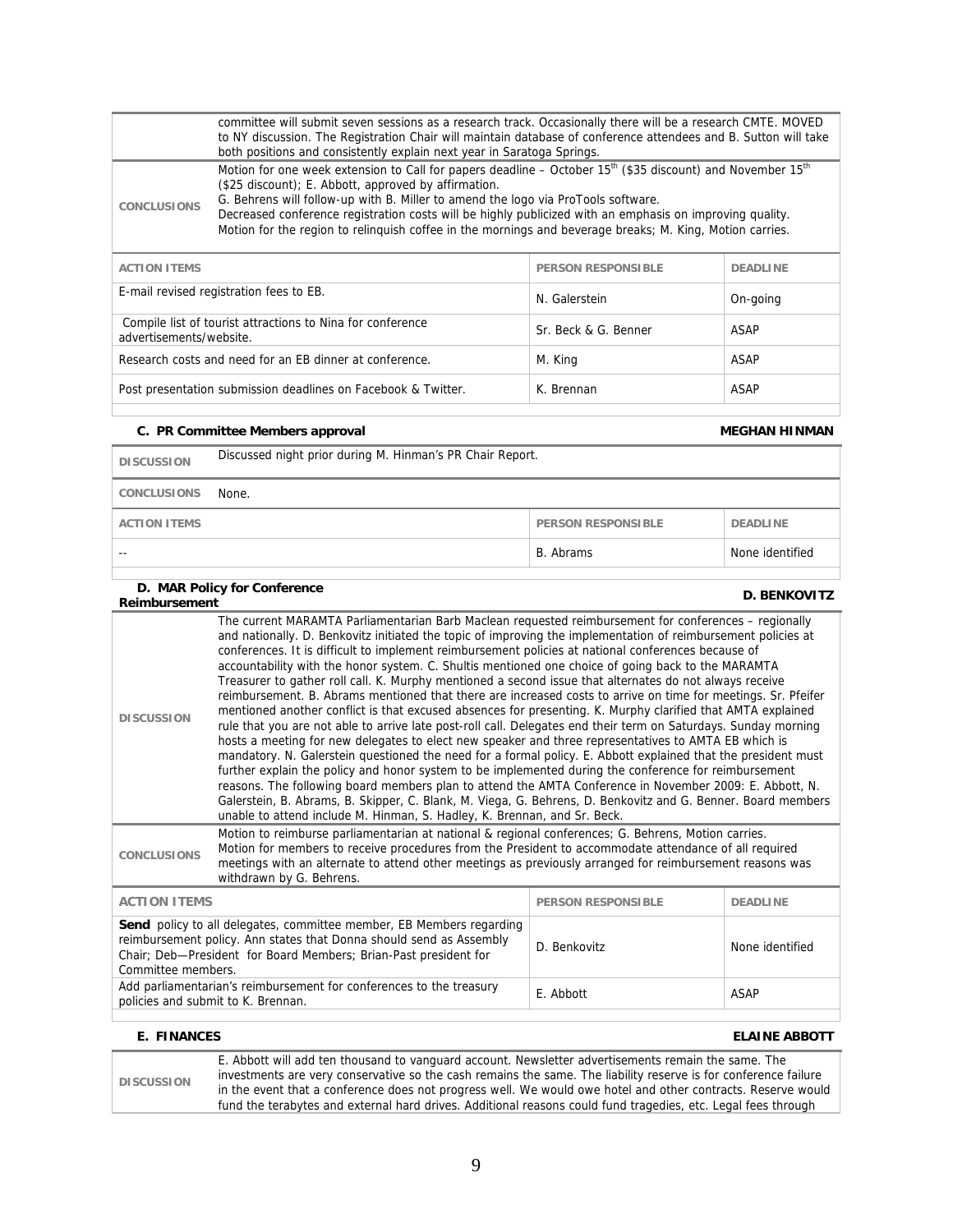| | |
|---|---|
| | committee will submit seven sessions as a research track. Occasionally there will be a research CMTE. MOVED to NY discussion. The Registration Chair will maintain database of conference attendees and B. Sutton will take both positions and consistently explain next year in Saratoga Springs. |
| CONCLUSIONS | Motion for one week extension to Call for papers deadline – October 15th ($35 discount) and November 15th ($25 discount); E. Abbott, approved by affirmation.<br>G. Behrens will follow-up with B. Miller to amend the logo via ProTools software.<br>Decreased conference registration costs will be highly publicized with an emphasis on improving quality.<br>Motion for the region to relinquish coffee in the mornings and beverage breaks; M. King, Motion carries. |

| ACTION ITEMS | PERSON RESPONSIBLE | DEADLINE |
|---|---|---|
| E-mail revised registration fees to EB. | N. Galerstein | On-going |
| Compile list of tourist attractions to Nina for conference advertisements/website. | Sr. Beck & G. Benner | ASAP |
| Research costs and need for an EB dinner at conference. | M. King | ASAP |
| Post presentation submission deadlines on Facebook & Twitter. | K. Brennan | ASAP |

### C. PR Committee Members approval — MEGHAN HINMAN

| | |
|---|---|
| DISCUSSION | Discussed night prior during M. Hinman's PR Chair Report. |
| CONCLUSIONS | None. |

| ACTION ITEMS | PERSON RESPONSIBLE | DEADLINE |
|---|---|---|
| -- | B. Abrams | None identified |

### D. MAR Policy for Conference Reimbursement — D. BENKOVITZ

| | |
|---|---|
| DISCUSSION | The current MARAMTA Parliamentarian Barb Maclean requested reimbursement for conferences – regionally and nationally. D. Benkovitz initiated the topic of improving the implementation of reimbursement policies at conferences. It is difficult to implement reimbursement policies at national conferences because of accountability with the honor system. C. Shultis mentioned one choice of going back to the MARAMTA Treasurer to gather roll call. K. Murphy mentioned a second issue that alternates do not always receive reimbursement. B. Abrams mentioned that there are increased costs to arrive on time for meetings. Sr. Pfeifer mentioned another conflict is that excused absences for presenting. K. Murphy clarified that AMTA explained rule that you are not able to arrive late post-roll call. Delegates end their term on Saturdays. Sunday morning hosts a meeting for new delegates to elect new speaker and three representatives to AMTA EB which is mandatory. N. Galerstein questioned the need for a formal policy. E. Abbott explained that the president must further explain the policy and honor system to be implemented during the conference for reimbursement reasons. The following board members plan to attend the AMTA Conference in November 2009: E. Abbott, N. Galerstein, B. Abrams, B. Skipper, C. Blank, M. Viega, G. Behrens, D. Benkovitz and G. Benner. Board members unable to attend include M. Hinman, S. Hadley, K. Brennan, and Sr. Beck. |
| CONCLUSIONS | Motion to reimburse parliamentarian at national & regional conferences; G. Behrens, Motion carries.<br>Motion for members to receive procedures from the President to accommodate attendance of all required meetings with an alternate to attend other meetings as previously arranged for reimbursement reasons was withdrawn by G. Behrens. |

| ACTION ITEMS | PERSON RESPONSIBLE | DEADLINE |
|---|---|---|
| **Send** policy to all delegates, committee member, EB Members regarding reimbursement policy. Ann states that Donna should send as Assembly Chair; Deb—President for Board Members; Brian-Past president for Committee members. | D. Benkovitz | None identified |
| Add parliamentarian's reimbursement for conferences to the treasury policies and submit to K. Brennan. | E. Abbott | ASAP |

### E. FINANCES — ELAINE ABBOTT

| | |
|---|---|
| DISCUSSION | E. Abbott will add ten thousand to vanguard account. Newsletter advertisements remain the same. The investments are very conservative so the cash remains the same. The liability reserve is for conference failure in the event that a conference does not progress well. We would owe hotel and other contracts. Reserve would fund the terabytes and external hard drives. Additional reasons could fund tragedies, etc. Legal fees through |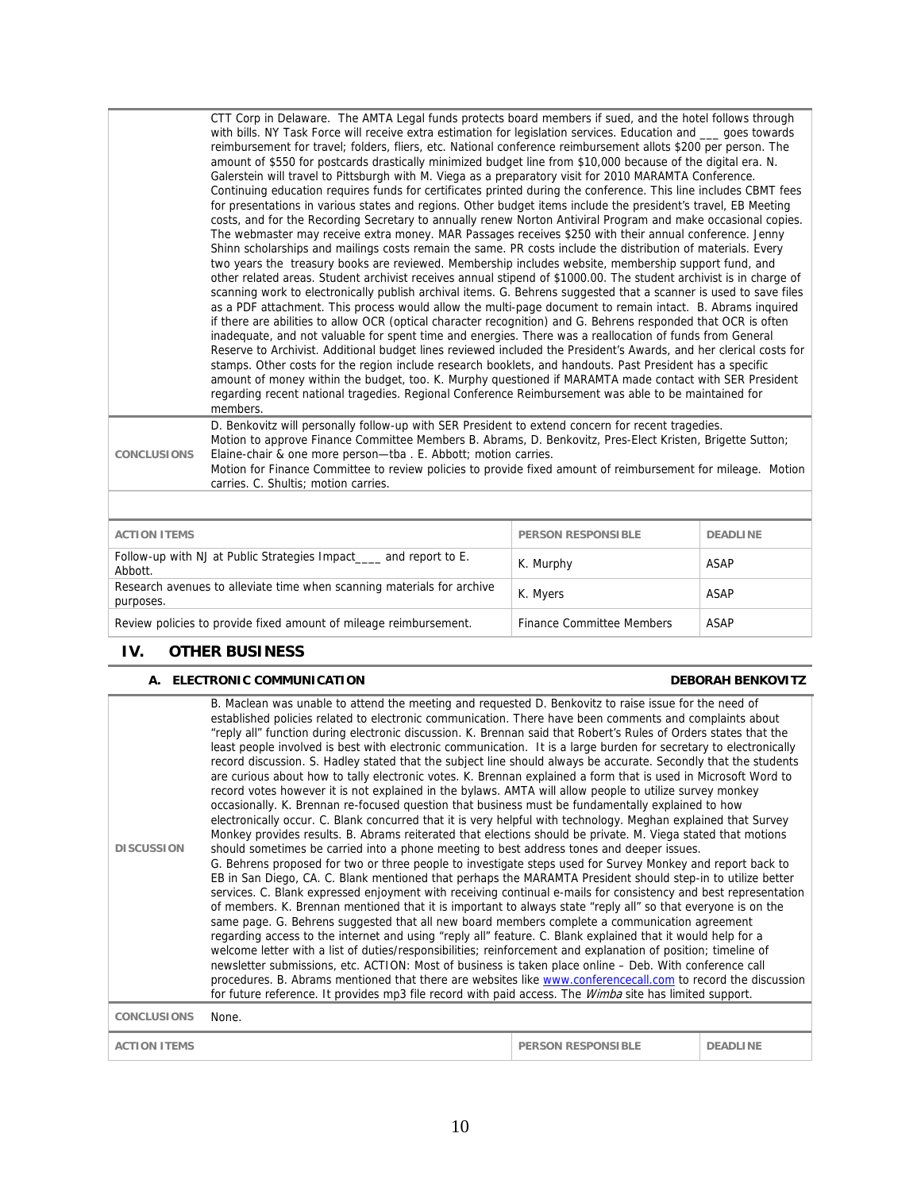| | |
|---|---|
| | CTT Corp in Delaware. The AMTA Legal funds protects board members if sued, and the hotel follows through with bills. NY Task Force will receive extra estimation for legislation services. Education and ___ goes towards reimbursement for travel; folders, fliers, etc. National conference reimbursement allots $200 per person. The amount of $550 for postcards drastically minimized budget line from $10,000 because of the digital era. N. Galerstein will travel to Pittsburgh with M. Viega as a preparatory visit for 2010 MARAMTA Conference. Continuing education requires funds for certificates printed during the conference. This line includes CBMT fees for presentations in various states and regions. Other budget items include the president's travel, EB Meeting costs, and for the Recording Secretary to annually renew Norton Antiviral Program and make occasional copies. The webmaster may receive extra money. MAR Passages receives $250 with their annual conference. Jenny Shinn scholarships and mailings costs remain the same. PR costs include the distribution of materials. Every two years the treasury books are reviewed. Membership includes website, membership support fund, and other related areas. Student archivist receives annual stipend of $1000.00. The student archivist is in charge of scanning work to electronically publish archival items. G. Behrens suggested that a scanner is used to save files as a PDF attachment. This process would allow the multi-page document to remain intact. B. Abrams inquired if there are abilities to allow OCR (optical character recognition) and G. Behrens responded that OCR is often inadequate, and not valuable for spent time and energies. There was a reallocation of funds from General Reserve to Archivist. Additional budget lines reviewed included the President's Awards, and her clerical costs for stamps. Other costs for the region include research booklets, and handouts. Past President has a specific amount of money within the budget, too. K. Murphy questioned if MARAMTA made contact with SER President regarding recent national tragedies. Regional Conference Reimbursement was able to be maintained for members. |
| CONCLUSIONS | D. Benkovitz will personally follow-up with SER President to extend concern for recent tragedies.<br>Motion to approve Finance Committee Members B. Abrams, D. Benkovitz, Pres-Elect Kristen, Brigette Sutton; Elaine-chair & one more person—tba . E. Abbott; motion carries.<br>Motion for Finance Committee to review policies to provide fixed amount of reimbursement for mileage. Motion carries. C. Shultis; motion carries. |

| ACTION ITEMS | PERSON RESPONSIBLE | DEADLINE |
|---|---|---|
| Follow-up with NJ at Public Strategies Impact____ and report to E. Abbott. | K. Murphy | ASAP |
| Research avenues to alleviate time when scanning materials for archive purposes. | K. Myers | ASAP |
| Review policies to provide fixed amount of mileage reimbursement. | Finance Committee Members | ASAP |

## IV. OTHER BUSINESS

### A. ELECTRONIC COMMUNICATION — DEBORAH BENKOVITZ

| | |
|---|---|
| DISCUSSION | B. Maclean was unable to attend the meeting and requested D. Benkovitz to raise issue for the need of established policies related to electronic communication. There have been comments and complaints about "reply all" function during electronic discussion. K. Brennan said that Robert's Rules of Orders states that the least people involved is best with electronic communication. It is a large burden for secretary to electronically record discussion. S. Hadley stated that the subject line should always be accurate. Secondly that the students are curious about how to tally electronic votes. K. Brennan explained a form that is used in Microsoft Word to record votes however it is not explained in the bylaws. AMTA will allow people to utilize survey monkey occasionally. K. Brennan re-focused question that business must be fundamentally explained to how electronically occur. C. Blank concurred that it is very helpful with technology. Meghan explained that Survey Monkey provides results. B. Abrams reiterated that elections should be private. M. Viega stated that motions should sometimes be carried into a phone meeting to best address tones and deeper issues.<br>G. Behrens proposed for two or three people to investigate steps used for Survey Monkey and report back to EB in San Diego, CA. C. Blank mentioned that perhaps the MARAMTA President should step-in to utilize better services. C. Blank expressed enjoyment with receiving continual e-mails for consistency and best representation of members. K. Brennan mentioned that it is important to always state "reply all" so that everyone is on the same page. G. Behrens suggested that all new board members complete a communication agreement regarding access to the internet and using "reply all" feature. C. Blank explained that it would help for a welcome letter with a list of duties/responsibilities; reinforcement and explanation of position; timeline of newsletter submissions, etc. ACTION: Most of business is taken place online – Deb. With conference call procedures. B. Abrams mentioned that there are websites like www.conferencecall.com to record the discussion for future reference. It provides mp3 file record with paid access. The *Wimba* site has limited support. |
| CONCLUSIONS | None. |

| ACTION ITEMS | PERSON RESPONSIBLE | DEADLINE |
|---|---|---|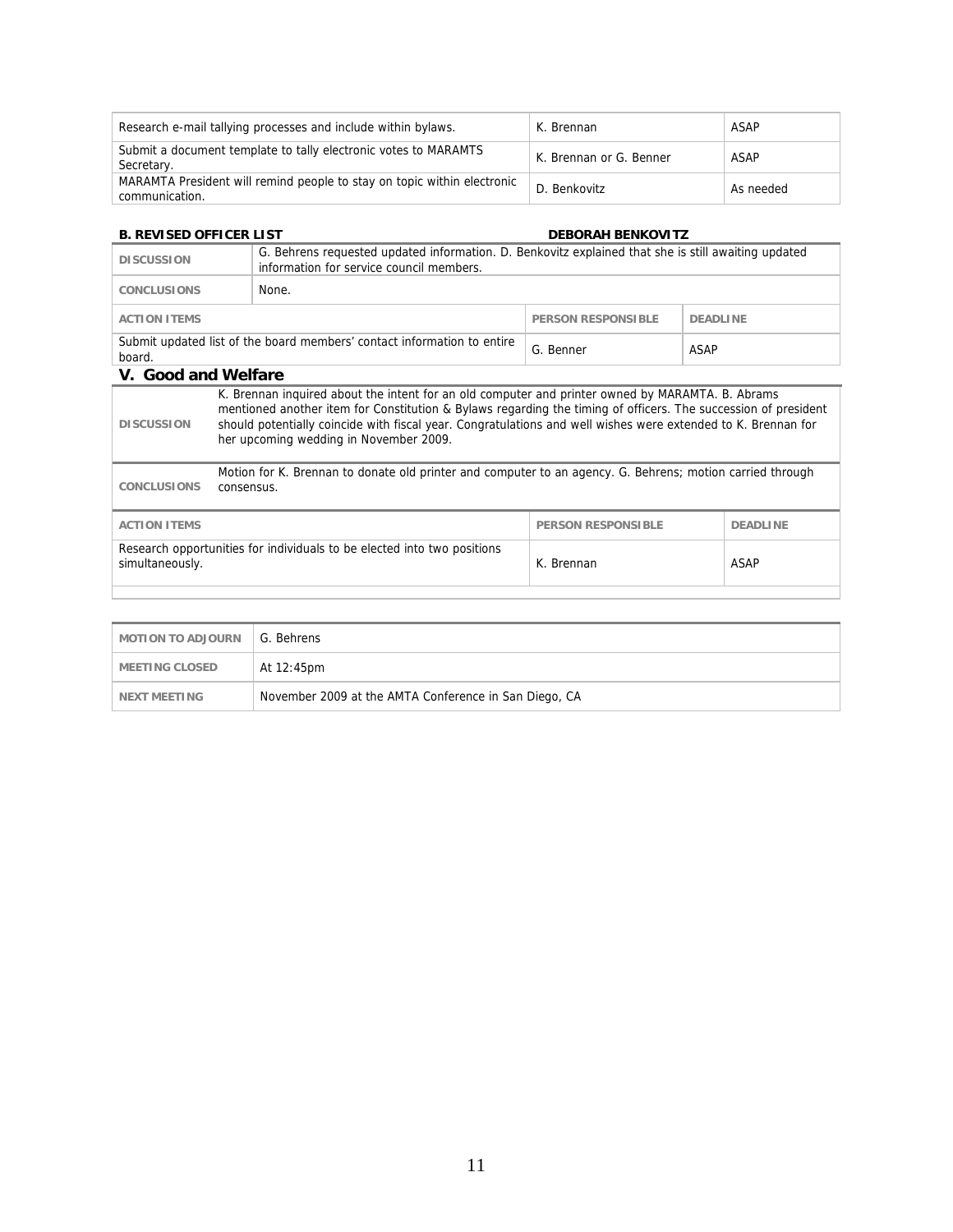| | | |
|---|---|---|
| Research e-mail tallying processes and include within bylaws. | K. Brennan | ASAP |
| Submit a document template to tally electronic votes to MARAMTS Secretary. | K. Brennan or G. Benner | ASAP |
| MARAMTA President will remind people to stay on topic within electronic communication. | D. Benkovitz | As needed |

**B. REVISED OFFICER LIST** — **DEBORAH BENKOVITZ**

| | |
|---|---|
| DISCUSSION | G. Behrens requested updated information. D. Benkovitz explained that she is still awaiting updated information for service council members. |
| CONCLUSIONS | None. |

| ACTION ITEMS | PERSON RESPONSIBLE | DEADLINE |
|---|---|---|
| Submit updated list of the board members' contact information to entire board. | G. Benner | ASAP |

## V. Good and Welfare

| | |
|---|---|
| DISCUSSION | K. Brennan inquired about the intent for an old computer and printer owned by MARAMTA. B. Abrams mentioned another item for Constitution & Bylaws regarding the timing of officers. The succession of president should potentially coincide with fiscal year. Congratulations and well wishes were extended to K. Brennan for her upcoming wedding in November 2009. |
| CONCLUSIONS | Motion for K. Brennan to donate old printer and computer to an agency. G. Behrens; motion carried through consensus. |

| ACTION ITEMS | PERSON RESPONSIBLE | DEADLINE |
|---|---|---|
| Research opportunities for individuals to be elected into two positions simultaneously. | K. Brennan | ASAP |

| | |
|---|---|
| MOTION TO ADJOURN | G. Behrens |
| MEETING CLOSED | At 12:45pm |
| NEXT MEETING | November 2009 at the AMTA Conference in San Diego, CA |